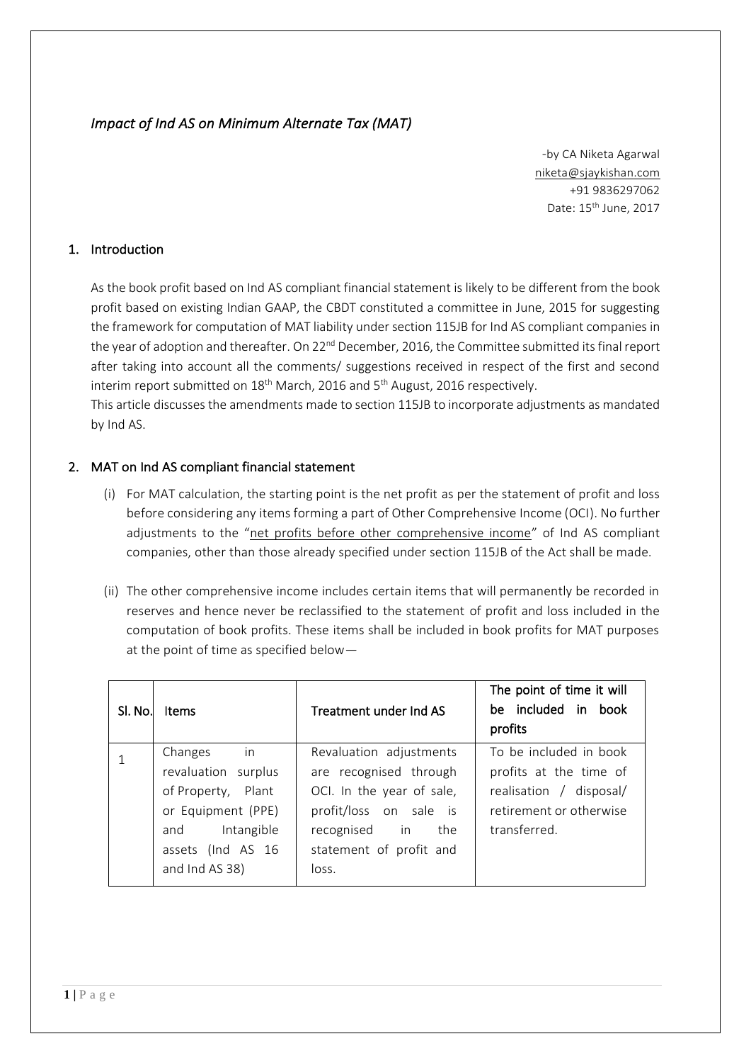# *Impact of Ind AS on Minimum Alternate Tax (MAT)*

-by CA Niketa Agarwal
niketa@sjaykishan.com
+91 9836297062
Date: 15th June, 2017

## 1. Introduction

As the book profit based on Ind AS compliant financial statement is likely to be different from the book profit based on existing Indian GAAP, the CBDT constituted a committee in June, 2015 for suggesting the framework for computation of MAT liability under section 115JB for Ind AS compliant companies in the year of adoption and thereafter. On 22nd December, 2016, the Committee submitted its final report after taking into account all the comments/ suggestions received in respect of the first and second interim report submitted on 18th March, 2016 and 5th August, 2016 respectively.

This article discusses the amendments made to section 115JB to incorporate adjustments as mandated by Ind AS.

## 2. MAT on Ind AS compliant financial statement

(i) For MAT calculation, the starting point is the net profit as per the statement of profit and loss before considering any items forming a part of Other Comprehensive Income (OCI). No further adjustments to the "net profits before other comprehensive income" of Ind AS compliant companies, other than those already specified under section 115JB of the Act shall be made.

(ii) The other comprehensive income includes certain items that will permanently be recorded in reserves and hence never be reclassified to the statement of profit and loss included in the computation of book profits. These items shall be included in book profits for MAT purposes at the point of time as specified below—

| Sl. No. | Items | Treatment under Ind AS | The point of time it will be included in book profits |
|---|---|---|---|
| 1 | Changes in revaluation surplus of Property, Plant or Equipment (PPE) and Intangible assets (Ind AS 16 and Ind AS 38) | Revaluation adjustments are recognised through OCI. In the year of sale, profit/loss on sale is recognised in the statement of profit and loss. | To be included in book profits at the time of realisation / disposal/ retirement or otherwise transferred. |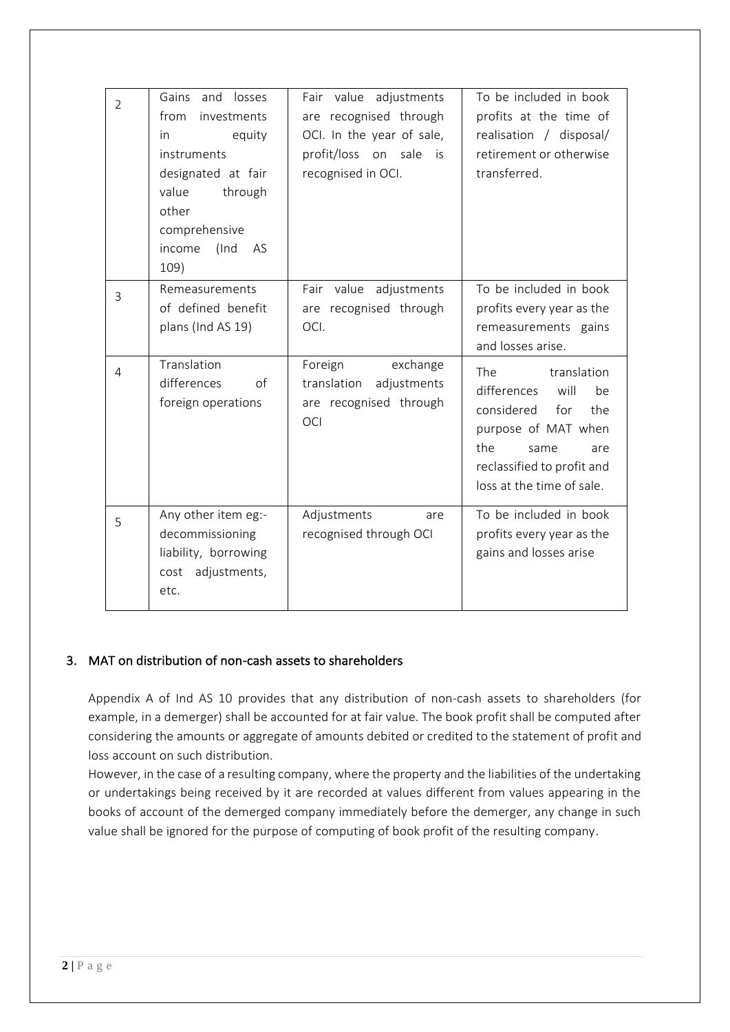| 2 | Gains and losses from investments in equity instruments designated at fair value through other comprehensive income (Ind AS 109) | Fair value adjustments are recognised through OCI. In the year of sale, profit/loss on sale is recognised in OCI. | To be included in book profits at the time of realisation / disposal/ retirement or otherwise transferred. |
|---|---|---|---|
| 3 | Remeasurements of defined benefit plans (Ind AS 19) | Fair value adjustments are recognised through OCI. | To be included in book profits every year as the remeasurements gains and losses arise. |
| 4 | Translation differences of foreign operations | Foreign exchange translation adjustments are recognised through OCI | The translation differences will be considered for the purpose of MAT when the same are reclassified to profit and loss at the time of sale. |
| 5 | Any other item eg:- decommissioning liability, borrowing cost adjustments, etc. | Adjustments are recognised through OCI | To be included in book profits every year as the gains and losses arise |

## 3. MAT on distribution of non-cash assets to shareholders

Appendix A of Ind AS 10 provides that any distribution of non-cash assets to shareholders (for example, in a demerger) shall be accounted for at fair value. The book profit shall be computed after considering the amounts or aggregate of amounts debited or credited to the statement of profit and loss account on such distribution.

However, in the case of a resulting company, where the property and the liabilities of the undertaking or undertakings being received by it are recorded at values different from values appearing in the books of account of the demerged company immediately before the demerger, any change in such value shall be ignored for the purpose of computing of book profit of the resulting company.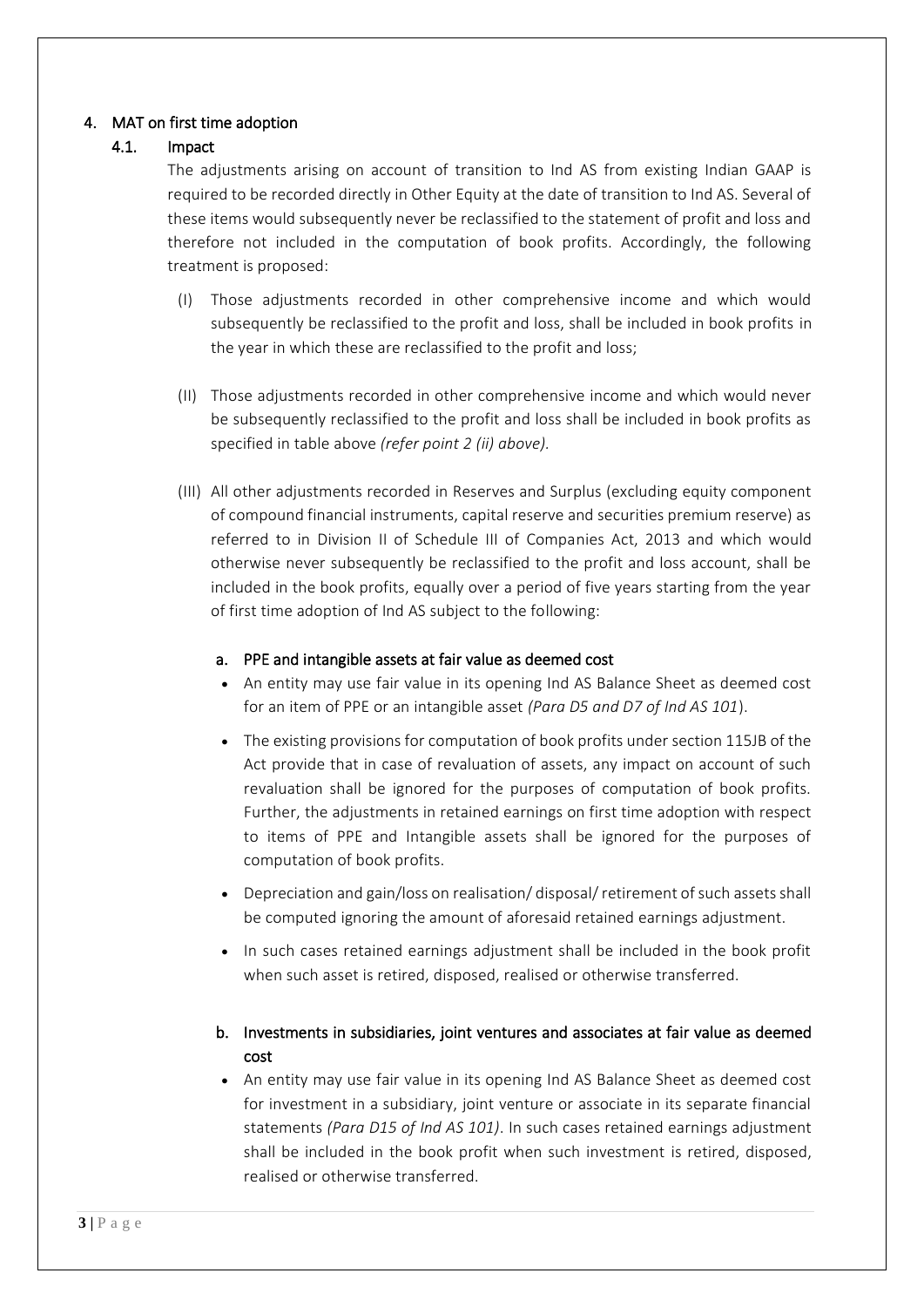## 4. MAT on first time adoption

### 4.1. Impact

The adjustments arising on account of transition to Ind AS from existing Indian GAAP is required to be recorded directly in Other Equity at the date of transition to Ind AS. Several of these items would subsequently never be reclassified to the statement of profit and loss and therefore not included in the computation of book profits. Accordingly, the following treatment is proposed:

(I) Those adjustments recorded in other comprehensive income and which would subsequently be reclassified to the profit and loss, shall be included in book profits in the year in which these are reclassified to the profit and loss;

(II) Those adjustments recorded in other comprehensive income and which would never be subsequently reclassified to the profit and loss shall be included in book profits as specified in table above *(refer point 2 (ii) above).*

(III) All other adjustments recorded in Reserves and Surplus (excluding equity component of compound financial instruments, capital reserve and securities premium reserve) as referred to in Division II of Schedule III of Companies Act, 2013 and which would otherwise never subsequently be reclassified to the profit and loss account, shall be included in the book profits, equally over a period of five years starting from the year of first time adoption of Ind AS subject to the following:

#### a. PPE and intangible assets at fair value as deemed cost

- An entity may use fair value in its opening Ind AS Balance Sheet as deemed cost for an item of PPE or an intangible asset *(Para D5 and D7 of Ind AS 101)*.
- The existing provisions for computation of book profits under section 115JB of the Act provide that in case of revaluation of assets, any impact on account of such revaluation shall be ignored for the purposes of computation of book profits. Further, the adjustments in retained earnings on first time adoption with respect to items of PPE and Intangible assets shall be ignored for the purposes of computation of book profits.
- Depreciation and gain/loss on realisation/ disposal/ retirement of such assets shall be computed ignoring the amount of aforesaid retained earnings adjustment.
- In such cases retained earnings adjustment shall be included in the book profit when such asset is retired, disposed, realised or otherwise transferred.

#### b. Investments in subsidiaries, joint ventures and associates at fair value as deemed cost

- An entity may use fair value in its opening Ind AS Balance Sheet as deemed cost for investment in a subsidiary, joint venture or associate in its separate financial statements *(Para D15 of Ind AS 101)*. In such cases retained earnings adjustment shall be included in the book profit when such investment is retired, disposed, realised or otherwise transferred.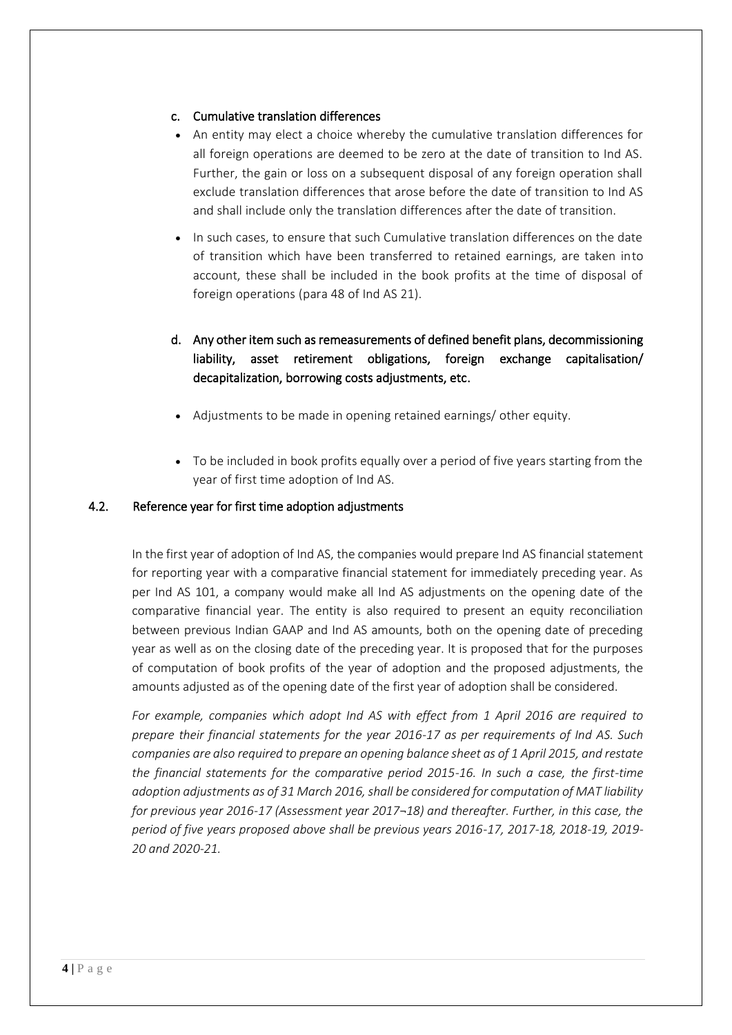### c. Cumulative translation differences

- An entity may elect a choice whereby the cumulative translation differences for all foreign operations are deemed to be zero at the date of transition to Ind AS. Further, the gain or loss on a subsequent disposal of any foreign operation shall exclude translation differences that arose before the date of transition to Ind AS and shall include only the translation differences after the date of transition.
- In such cases, to ensure that such Cumulative translation differences on the date of transition which have been transferred to retained earnings, are taken into account, these shall be included in the book profits at the time of disposal of foreign operations (para 48 of Ind AS 21).

### d. Any other item such as remeasurements of defined benefit plans, decommissioning liability, asset retirement obligations, foreign exchange capitalisation/ decapitalization, borrowing costs adjustments, etc.

- Adjustments to be made in opening retained earnings/ other equity.
- To be included in book profits equally over a period of five years starting from the year of first time adoption of Ind AS.

## 4.2. Reference year for first time adoption adjustments

In the first year of adoption of Ind AS, the companies would prepare Ind AS financial statement for reporting year with a comparative financial statement for immediately preceding year. As per Ind AS 101, a company would make all Ind AS adjustments on the opening date of the comparative financial year. The entity is also required to present an equity reconciliation between previous Indian GAAP and Ind AS amounts, both on the opening date of preceding year as well as on the closing date of the preceding year. It is proposed that for the purposes of computation of book profits of the year of adoption and the proposed adjustments, the amounts adjusted as of the opening date of the first year of adoption shall be considered.

*For example, companies which adopt Ind AS with effect from 1 April 2016 are required to prepare their financial statements for the year 2016-17 as per requirements of Ind AS. Such companies are also required to prepare an opening balance sheet as of 1 April 2015, and restate the financial statements for the comparative period 2015-16. In such a case, the first-time adoption adjustments as of 31 March 2016, shall be considered for computation of MAT liability for previous year 2016-17 (Assessment year 2017¬18) and thereafter. Further, in this case, the period of five years proposed above shall be previous years 2016-17, 2017-18, 2018-19, 2019-20 and 2020-21.*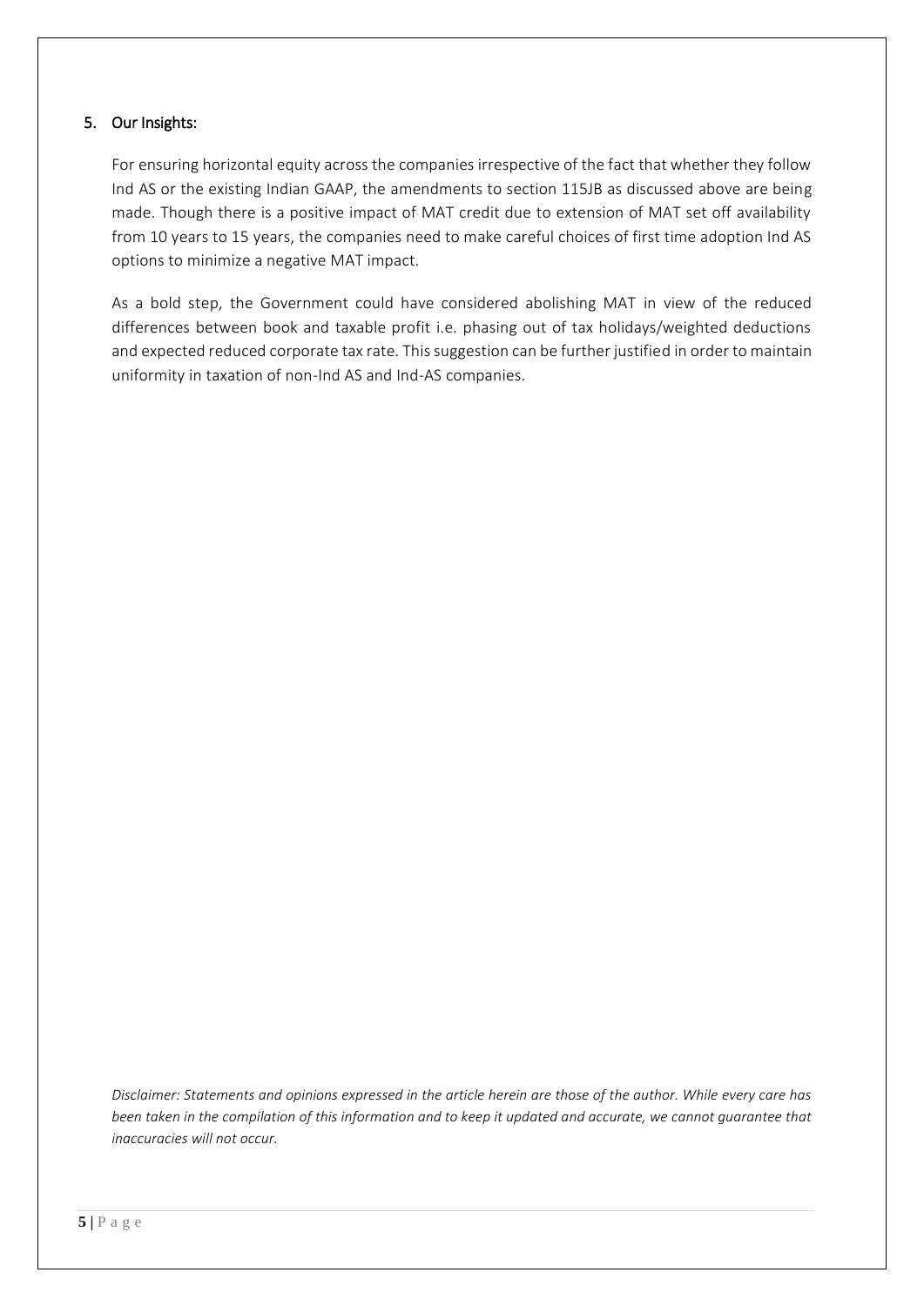## 5. Our Insights:

For ensuring horizontal equity across the companies irrespective of the fact that whether they follow Ind AS or the existing Indian GAAP, the amendments to section 115JB as discussed above are being made. Though there is a positive impact of MAT credit due to extension of MAT set off availability from 10 years to 15 years, the companies need to make careful choices of first time adoption Ind AS options to minimize a negative MAT impact.

As a bold step, the Government could have considered abolishing MAT in view of the reduced differences between book and taxable profit i.e. phasing out of tax holidays/weighted deductions and expected reduced corporate tax rate. This suggestion can be further justified in order to maintain uniformity in taxation of non-Ind AS and Ind-AS companies.

*Disclaimer: Statements and opinions expressed in the article herein are those of the author. While every care has been taken in the compilation of this information and to keep it updated and accurate, we cannot guarantee that inaccuracies will not occur.*